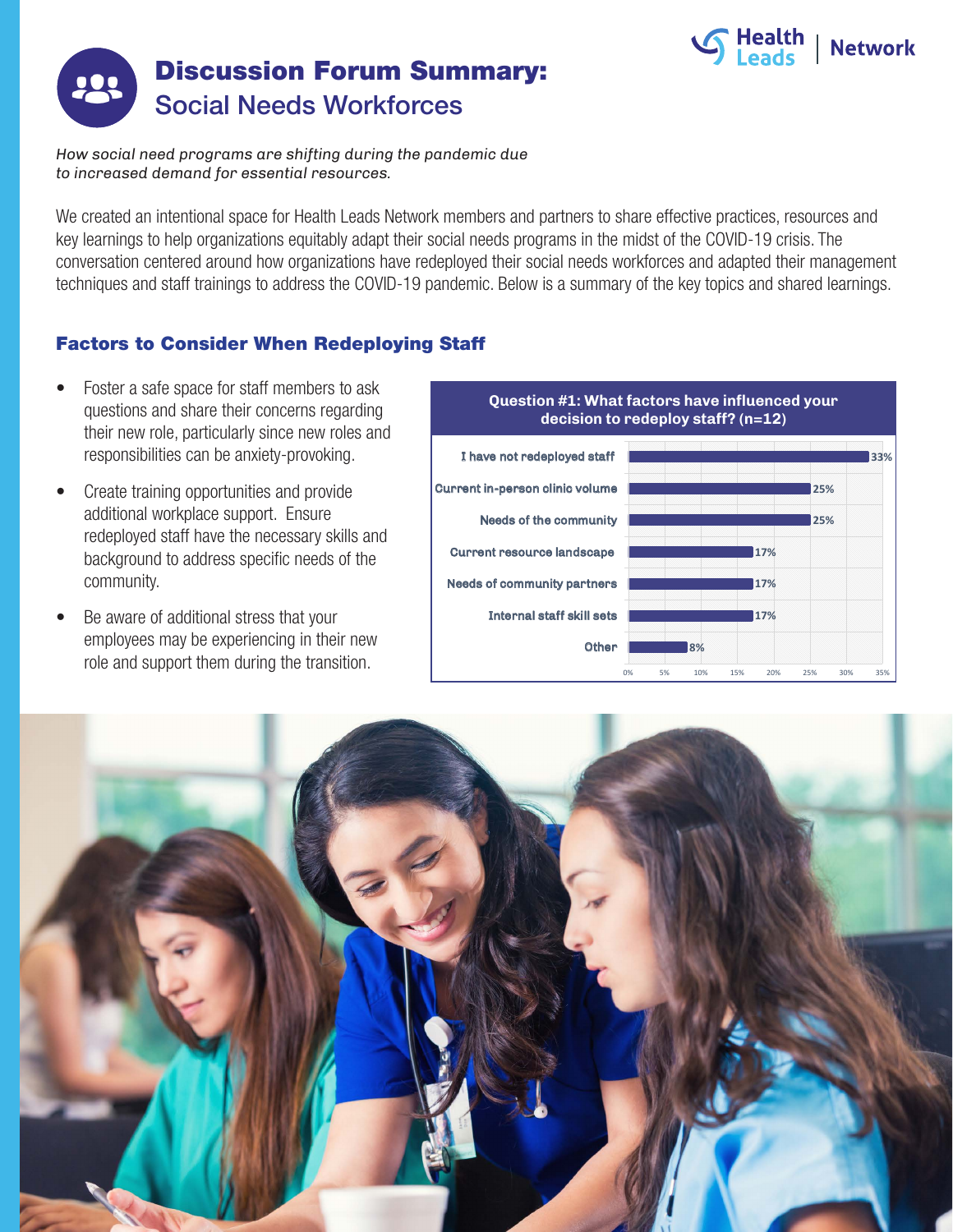# Discussion Forum Summary: Social Needs Workforces

*How social need programs are shifting during the pandemic due to increased demand for essential resources.*

We created an intentional space for Health Leads Network members and partners to share effective practices, resources and key learnings to help organizations equitably adapt their social needs programs in the midst of the COVID-19 crisis. The conversation centered around how organizations have redeployed their social needs workforces and adapted their management techniques and staff trainings to address the COVID-19 pandemic. Below is a summary of the key topics and shared learnings.

## Factors to Consider When Redeploying Staff

- Foster a safe space for staff members to ask questions and share their concerns regarding their new role, particularly since new roles and responsibilities can be anxiety-provoking.
- Create training opportunities and provide additional workplace support. Ensure redeployed staff have the necessary skills and background to address specific needs of the community.
- Be aware of additional stress that your employees may be experiencing in their new role and support them during the transition.

**Question #1: What factors have influenced your decision to redeploy staff? (n=12)**

| Factor | Percentage |
| --- | --- |
| I have not redeployed staff | 33% |
| Current in-person clinic volume | 25% |
| Needs of the community | 25% |
| Current resource landscape | 17% |
| Needs of community partners | 17% |
| Internal staff skill sets | 17% |
| Other | 8% |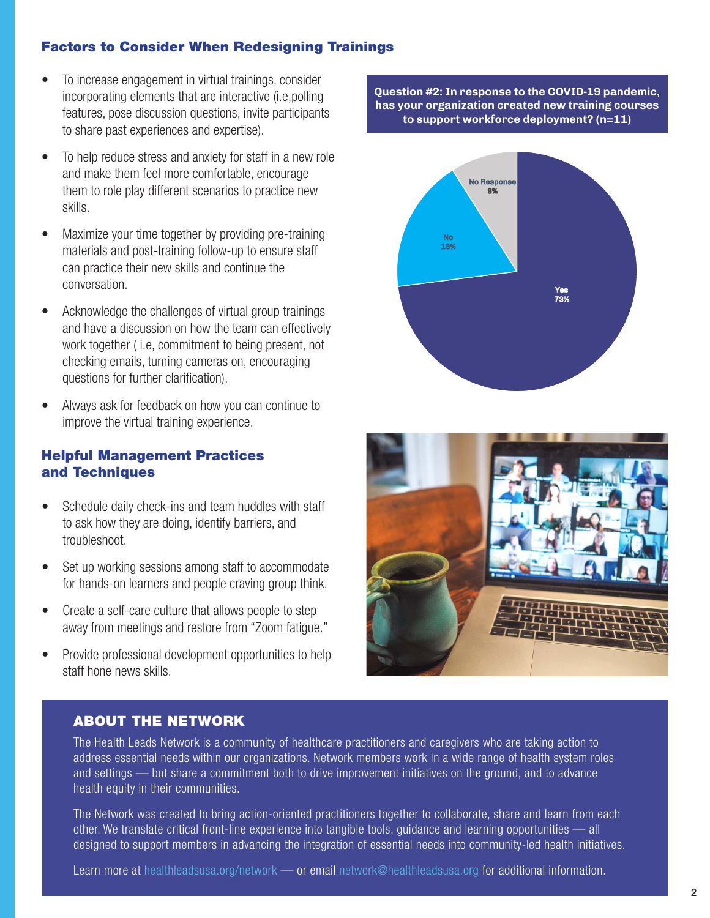## Factors to Consider When Redesigning Trainings

- To increase engagement in virtual trainings, consider incorporating elements that are interactive (i.e,polling features, pose discussion questions, invite participants to share past experiences and expertise).
- To help reduce stress and anxiety for staff in a new role and make them feel more comfortable, encourage them to role play different scenarios to practice new skills.
- Maximize your time together by providing pre-training materials and post-training follow-up to ensure staff can practice their new skills and continue the conversation.
- Acknowledge the challenges of virtual group trainings and have a discussion on how the team can effectively work together ( i.e, commitment to being present, not checking emails, turning cameras on, encouraging questions for further clarification).
- Always ask for feedback on how you can continue to improve the virtual training experience.

**Question #2: In response to the COVID-19 pandemic, has your organization created new training courses to support workforce deployment? (n=11)**

No Response 9%

No 18%

Yes 73%

## Helpful Management Practices and Techniques

- Schedule daily check-ins and team huddles with staff to ask how they are doing, identify barriers, and troubleshoot.
- Set up working sessions among staff to accommodate for hands-on learners and people craving group think.
- Create a self-care culture that allows people to step away from meetings and restore from "Zoom fatigue."
- Provide professional development opportunities to help staff hone news skills.

## ABOUT THE NETWORK

The Health Leads Network is a community of healthcare practitioners and caregivers who are taking action to address essential needs within our organizations. Network members work in a wide range of health system roles and settings — but share a commitment both to drive improvement initiatives on the ground, and to advance health equity in their communities.

The Network was created to bring action-oriented practitioners together to collaborate, share and learn from each other. We translate critical front-line experience into tangible tools, guidance and learning opportunities — all designed to support members in advancing the integration of essential needs into community-led health initiatives.

Learn more at healthleadsusa.org/network — or email network@healthleadsusa.org for additional information.